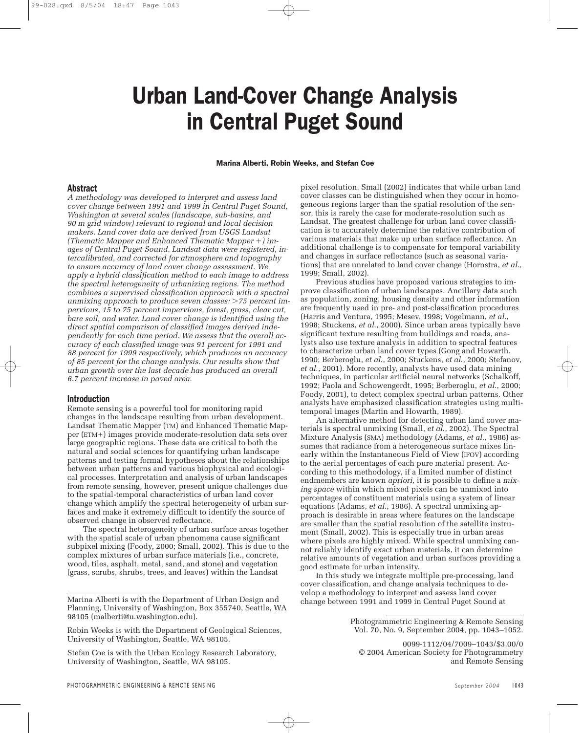# Urban Land-Cover Change Analysis in Central Puget Sound

**Marina Alberti, Robin Weeks, and Stefan Coe**

## Abstract

*A methodology was developed to interpret and assess land cover change between 1991 and 1999 in Central Puget Sound, Washington at several scales (landscape, sub-basins, and 90 m grid window) relevant to regional and local decision makers. Land cover data are derived from USGS Landsat (Thematic Mapper and Enhanced Thematic Mapper +) images of Central Puget Sound. Landsat data were registered, intercalibrated, and corrected for atmosphere and topography to ensure accuracy of land cover change assessment. We apply a hybrid classification method to each image to address the spectral heterogeneity of urbanizing regions. The method combines a supervised classification approach with a spectral unmixing approach to produce seven classes: >75 percent impervious, 15 to 75 percent impervious, forest, grass, clear cut, bare soil, and water. Land cover change is identified using the direct spatial comparison of classified images derived independently for each time period. We assess that the overall accuracy of each classified image was 91 percent for 1991 and 88 percent for 1999 respectively, which produces an accuracy of 85 percent for the change analysis. Our results show that urban growth over the last decade has produced an overall 6.7 percent increase in paved area.*

## Introduction

Remote sensing is a powerful tool for monitoring rapid changes in the landscape resulting from urban development. Landsat Thematic Mapper (TM) and Enhanced Thematic Mapper (ETM+) images provide moderate-resolution data sets over large geographic regions. These data are critical to both the natural and social sciences for quantifying urban landscape patterns and testing formal hypotheses about the relationships between urban patterns and various biophysical and ecological processes. Interpretation and analysis of urban landscapes from remote sensing, however, present unique challenges due to the spatial-temporal characteristics of urban land cover change which amplify the spectral heterogeneity of urban surfaces and make it extremely difficult to identify the source of observed change in observed reflectance.

The spectral heterogeneity of urban surface areas together with the spatial scale of urban phenomena cause significant subpixel mixing (Foody, 2000; Small, 2002). This is due to the complex mixtures of urban surface materials (i.e., concrete, wood, tiles, asphalt, metal, sand, and stone) and vegetation (grass, scrubs, shrubs, trees, and leaves) within the Landsat pixel resolution. Small (2002) indicates that while urban land cover classes can be distinguished when they occur in homogeneous regions larger than the spatial resolution of the sensor, this is rarely the case for moderate-resolution such as Landsat. The greatest challenge for urban land cover classification is to accurately determine the relative contribution of various materials that make up urban surface reflectance. An additional challenge is to compensate for temporal variability and changes in surface reflectance (such as seasonal variations) that are unrelated to land cover change (Hornstra, *et al.*, 1999; Small, 2002).

Previous studies have proposed various strategies to improve classification of urban landscapes. Ancillary data such as population, zoning, housing density and other information are frequently used in pre- and post-classification procedures (Harris and Ventura, 1995; Mesev, 1998; Vogelmann, *et al.*, 1998; Stuckens, *et al.*, 2000). Since urban areas typically have significant texture resulting from buildings and roads, analysts also use texture analysis in addition to spectral features to characterize urban land cover types (Gong and Howarth, 1990; Berberoglu, *et al.*, 2000; Stuckens, *et al.*, 2000; Stefanov, *et al.*, 2001). More recently, analysts have used data mining techniques, in particular artificial neural networks (Schalkoff, 1992; Paola and Schowengerdt, 1995; Berberoglu, *et al.*, 2000; Foody, 2001), to detect complex spectral urban patterns. Other analysts have emphasized classification strategies using multitemporal images (Martin and Howarth, 1989).

An alternative method for detecting urban land cover materials is spectral unmixing (Small, *et al.*, 2002). The Spectral Mixture Analysis (SMA) methodology (Adams, *et al.*, 1986) assumes that radiance from a heterogeneous surface mixes linearly within the Instantaneous Field of View (IFOV) according to the aerial percentages of each pure material present. According to this methodology, if a limited number of distinct endmembers are known *apriori*, it is possible to define a *mixing space* within which mixed pixels can be unmixed into percentages of constituent materials using a system of linear equations (Adams, *et al.*, 1986). A spectral unmixing approach is desirable in areas where features on the landscape are smaller than the spatial resolution of the satellite instrument (Small, 2002). This is especially true in urban areas where pixels are highly mixed. While spectral unmixing cannot reliably identify exact urban materials, it can determine relative amounts of vegetation and urban surfaces providing a good estimate for urban intensity.

In this study we integrate multiple pre-processing, land cover classification, and change analysis techniques to develop a methodology to interpret and assess land cover change between 1991 and 1999 in Central Puget Sound at

---

Marina Alberti is with the Department of Urban Design and Planning, University of Washington, Box 355740, Seattle, WA 98105 (malberti@u.washington.edu).

Robin Weeks is with the Department of Geological Sciences, University of Washington, Seattle, WA 98105.

Stefan Coe is with the Urban Ecology Research Laboratory, University of Washington, Seattle, WA 98105.

Photogrammetric Engineering & Remote Sensing
Vol. 70, No. 9, September 2004, pp. 1043–1052.

0099-1112/04/7009–1043/$3.00/0
© 2004 American Society for Photogrammetry and Remote Sensing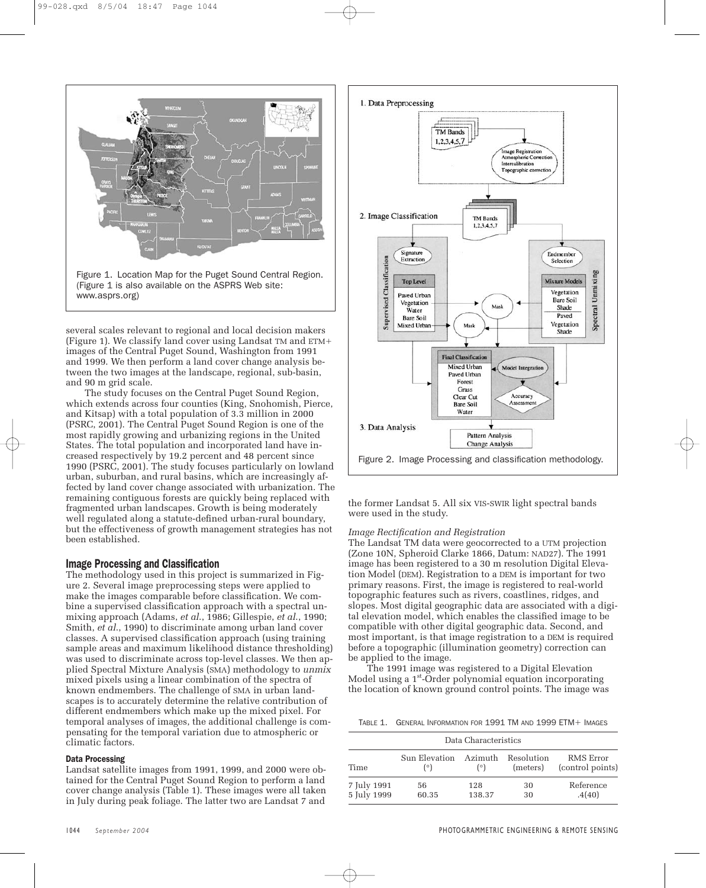Figure 1. Location Map for the Puget Sound Central Region. (Figure 1 is also available on the ASPRS Web site: www.asprs.org)

several scales relevant to regional and local decision makers (Figure 1). We classify land cover using Landsat TM and ETM+ images of the Central Puget Sound, Washington from 1991 and 1999. We then perform a land cover change analysis between the two images at the landscape, regional, sub-basin, and 90 m grid scale.

The study focuses on the Central Puget Sound Region, which extends across four counties (King, Snohomish, Pierce, and Kitsap) with a total population of 3.3 million in 2000 (PSRC, 2001). The Central Puget Sound Region is one of the most rapidly growing and urbanizing regions in the United States. The total population and incorporated land have increased respectively by 19.2 percent and 48 percent since 1990 (PSRC, 2001). The study focuses particularly on lowland urban, suburban, and rural basins, which are increasingly affected by land cover change associated with urbanization. The remaining contiguous forests are quickly being replaced with fragmented urban landscapes. Growth is being moderately well regulated along a statute-defined urban-rural boundary, but the effectiveness of growth management strategies has not been established.

## Image Processing and Classification

The methodology used in this project is summarized in Figure 2. Several image preprocessing steps were applied to make the images comparable before classification. We combine a supervised classification approach with a spectral unmixing approach (Adams, *et al.*, 1986; Gillespie, *et al.*, 1990; Smith, *et al.*, 1990) to discriminate among urban land cover classes. A supervised classification approach (using training sample areas and maximum likelihood distance thresholding) was used to discriminate across top-level classes. We then applied Spectral Mixture Analysis (SMA) methodology to *unmix* mixed pixels using a linear combination of the spectra of known endmembers. The challenge of SMA in urban landscapes is to accurately determine the relative contribution of different endmembers which make up the mixed pixel. For temporal analyses of images, the additional challenge is compensating for the temporal variation due to atmospheric or climatic factors.

### Data Processing

Landsat satellite images from 1991, 1999, and 2000 were obtained for the Central Puget Sound Region to perform a land cover change analysis (Table 1). These images were all taken in July during peak foliage. The latter two are Landsat 7 and the former Landsat 5. All six VIS-SWIR light spectral bands were used in the study.

Figure 2. Image Processing and classification methodology.

*Image Rectification and Registration*

The Landsat TM data were geocorrected to a UTM projection (Zone 10N, Spheroid Clarke 1866, Datum: NAD27). The 1991 image has been registered to a 30 m resolution Digital Elevation Model (DEM). Registration to a DEM is important for two primary reasons. First, the image is registered to real-world topographic features such as rivers, coastlines, ridges, and slopes. Most digital geographic data are associated with a digital elevation model, which enables the classified image to be compatible with other digital geographic data. Second, and most important, is that image registration to a DEM is required before a topographic (illumination geometry) correction can be applied to the image.

The 1991 image was registered to a Digital Elevation Model using a 1st-Order polynomial equation incorporating the location of known ground control points. The image was

TABLE 1. GENERAL INFORMATION FOR 1991 TM AND 1999 ETM+ IMAGES

| Data Characteristics | | | | |
|---|---|---|---|---|
| Time | Sun Elevation (°) | Azimuth (°) | Resolution (meters) | RMS Error (control points) |
| 7 July 1991 | 56 | 128 | 30 | Reference |
| 5 July 1999 | 60.35 | 138.37 | 30 | .4(40) |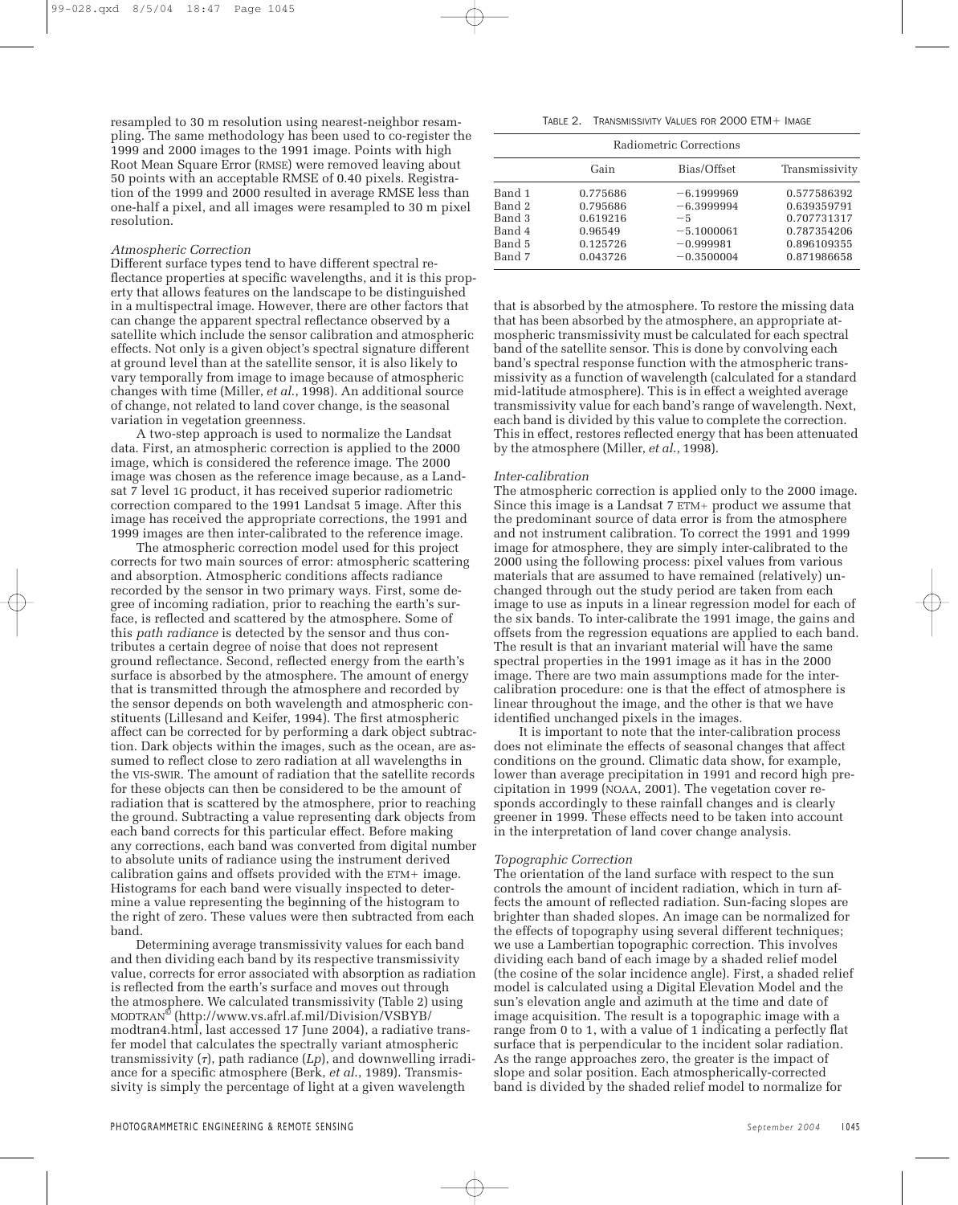resampled to 30 m resolution using nearest-neighbor resampling. The same methodology has been used to co-register the 1999 and 2000 images to the 1991 image. Points with high Root Mean Square Error (RMSE) were removed leaving about 50 points with an acceptable RMSE of 0.40 pixels. Registration of the 1999 and 2000 resulted in average RMSE less than one-half a pixel, and all images were resampled to 30 m pixel resolution.

### *Atmospheric Correction*

Different surface types tend to have different spectral reflectance properties at specific wavelengths, and it is this property that allows features on the landscape to be distinguished in a multispectral image. However, there are other factors that can change the apparent spectral reflectance observed by a satellite which include the sensor calibration and atmospheric effects. Not only is a given object's spectral signature different at ground level than at the satellite sensor, it is also likely to vary temporally from image to image because of atmospheric changes with time (Miller, *et al.*, 1998). An additional source of change, not related to land cover change, is the seasonal variation in vegetation greenness.

A two-step approach is used to normalize the Landsat data. First, an atmospheric correction is applied to the 2000 image, which is considered the reference image. The 2000 image was chosen as the reference image because, as a Landsat 7 level 1G product, it has received superior radiometric correction compared to the 1991 Landsat 5 image. After this image has received the appropriate corrections, the 1991 and 1999 images are then inter-calibrated to the reference image.

The atmospheric correction model used for this project corrects for two main sources of error: atmospheric scattering and absorption. Atmospheric conditions affects radiance recorded by the sensor in two primary ways. First, some degree of incoming radiation, prior to reaching the earth's surface, is reflected and scattered by the atmosphere. Some of this *path radiance* is detected by the sensor and thus contributes a certain degree of noise that does not represent ground reflectance. Second, reflected energy from the earth's surface is absorbed by the atmosphere. The amount of energy that is transmitted through the atmosphere and recorded by the sensor depends on both wavelength and atmospheric constituents (Lillesand and Keifer, 1994). The first atmospheric affect can be corrected for by performing a dark object subtraction. Dark objects within the images, such as the ocean, are assumed to reflect close to zero radiation at all wavelengths in the VIS-SWIR. The amount of radiation that the satellite records for these objects can then be considered to be the amount of radiation that is scattered by the atmosphere, prior to reaching the ground. Subtracting a value representing dark objects from each band corrects for this particular effect. Before making any corrections, each band was converted from digital number to absolute units of radiance using the instrument derived calibration gains and offsets provided with the ETM+ image. Histograms for each band were visually inspected to determine a value representing the beginning of the histogram to the right of zero. These values were then subtracted from each band.

Determining average transmissivity values for each band and then dividing each band by its respective transmissivity value, corrects for error associated with absorption as radiation is reflected from the earth's surface and moves out through the atmosphere. We calculated transmissivity (Table 2) using MODTRAN© (http://www.vs.afrl.af.mil/Division/VSBYB/modtran4.html, last accessed 17 June 2004), a radiative transfer model that calculates the spectrally variant atmospheric transmissivity ($\tau$), path radiance ($Lp$), and downwelling irradiance for a specific atmosphere (Berk, *et al.*, 1989). Transmissivity is simply the percentage of light at a given wavelength that is absorbed by the atmosphere. To restore the missing data that has been absorbed by the atmosphere, an appropriate atmospheric transmissivity must be calculated for each spectral band of the satellite sensor. This is done by convolving each band's spectral response function with the atmospheric transmissivity as a function of wavelength (calculated for a standard mid-latitude atmosphere). This is in effect a weighted average transmissivity value for each band's range of wavelength. Next, each band is divided by this value to complete the correction. This in effect, restores reflected energy that has been attenuated by the atmosphere (Miller, *et al.*, 1998).

TABLE 2. TRANSMISSIVITY VALUES FOR 2000 ETM+ IMAGE

| Radiometric Corrections | | | |
|---|---|---|---|
| | Gain | Bias/Offset | Transmissivity |
| Band 1 | 0.775686 | −6.1999969 | 0.577586392 |
| Band 2 | 0.795686 | −6.3999994 | 0.639359791 |
| Band 3 | 0.619216 | −5 | 0.707731317 |
| Band 4 | 0.96549 | −5.1000061 | 0.787354206 |
| Band 5 | 0.125726 | −0.999981 | 0.896109355 |
| Band 7 | 0.043726 | −0.3500004 | 0.871986658 |

### *Inter-calibration*

The atmospheric correction is applied only to the 2000 image. Since this image is a Landsat 7 ETM+ product we assume that the predominant source of data error is from the atmosphere and not instrument calibration. To correct the 1991 and 1999 image for atmosphere, they are simply inter-calibrated to the 2000 using the following process: pixel values from various materials that are assumed to have remained (relatively) unchanged through out the study period are taken from each image to use as inputs in a linear regression model for each of the six bands. To inter-calibrate the 1991 image, the gains and offsets from the regression equations are applied to each band. The result is that an invariant material will have the same spectral properties in the 1991 image as it has in the 2000 image. There are two main assumptions made for the inter-calibration procedure: one is that the effect of atmosphere is linear throughout the image, and the other is that we have identified unchanged pixels in the images.

It is important to note that the inter-calibration process does not eliminate the effects of seasonal changes that affect conditions on the ground. Climatic data show, for example, lower than average precipitation in 1991 and record high precipitation in 1999 (NOAA, 2001). The vegetation cover responds accordingly to these rainfall changes and is clearly greener in 1999. These effects need to be taken into account in the interpretation of land cover change analysis.

### *Topographic Correction*

The orientation of the land surface with respect to the sun controls the amount of incident radiation, which in turn affects the amount of reflected radiation. Sun-facing slopes are brighter than shaded slopes. An image can be normalized for the effects of topography using several different techniques; we use a Lambertian topographic correction. This involves dividing each band of each image by a shaded relief model (the cosine of the solar incidence angle). First, a shaded relief model is calculated using a Digital Elevation Model and the sun's elevation angle and azimuth at the time and date of image acquisition. The result is a topographic image with a range from 0 to 1, with a value of 1 indicating a perfectly flat surface that is perpendicular to the incident solar radiation. As the range approaches zero, the greater is the impact of slope and solar position. Each atmospherically-corrected band is divided by the shaded relief model to normalize for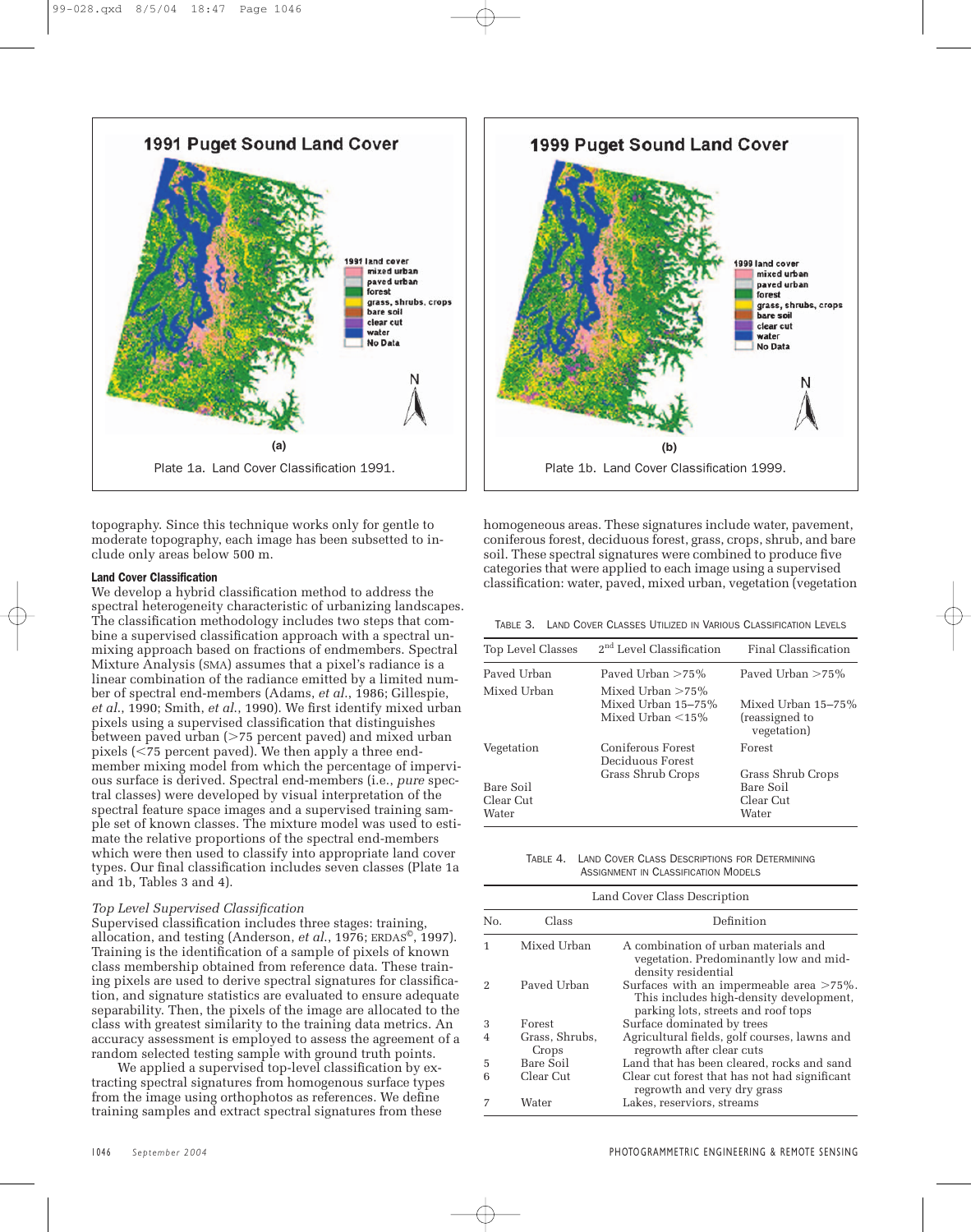Plate 1a. Land Cover Classification 1991.

Plate 1b. Land Cover Classification 1999.

topography. Since this technique works only for gentle to moderate topography, each image has been subsetted to include only areas below 500 m.

### Land Cover Classification

We develop a hybrid classification method to address the spectral heterogeneity characteristic of urbanizing landscapes. The classification methodology includes two steps that combine a supervised classification approach with a spectral unmixing approach based on fractions of endmembers. Spectral Mixture Analysis (SMA) assumes that a pixel's radiance is a linear combination of the radiance emitted by a limited number of spectral end-members (Adams, *et al.*, 1986; Gillespie, *et al.*, 1990; Smith, *et al.*, 1990). We first identify mixed urban pixels using a supervised classification that distinguishes between paved urban (>75 percent paved) and mixed urban pixels (<75 percent paved). We then apply a three end-member mixing model from which the percentage of impervious surface is derived. Spectral end-members (i.e., *pure* spectral classes) were developed by visual interpretation of the spectral feature space images and a supervised training sample set of known classes. The mixture model was used to estimate the relative proportions of the spectral end-members which were then used to classify into appropriate land cover types. Our final classification includes seven classes (Plate 1a and 1b, Tables 3 and 4).

*Top Level Supervised Classification*

Supervised classification includes three stages: training, allocation, and testing (Anderson, *et al.*, 1976; ERDAS©, 1997). Training is the identification of a sample of pixels of known class membership obtained from reference data. These training pixels are used to derive spectral signatures for classification, and signature statistics are evaluated to ensure adequate separability. Then, the pixels of the image are allocated to the class with greatest similarity to the training data metrics. An accuracy assessment is employed to assess the agreement of a random selected testing sample with ground truth points.

We applied a supervised top-level classification by extracting spectral signatures from homogenous surface types from the image using orthophotos as references. We define training samples and extract spectral signatures from these homogeneous areas. These signatures include water, pavement, coniferous forest, deciduous forest, grass, crops, shrub, and bare soil. These spectral signatures were combined to produce five categories that were applied to each image using a supervised classification: water, paved, mixed urban, vegetation (vegetation

TABLE 3. LAND COVER CLASSES UTILIZED IN VARIOUS CLASSIFICATION LEVELS

| Top Level Classes | 2nd Level Classification | Final Classification |
|---|---|---|
| Paved Urban | Paved Urban >75% | Paved Urban >75% |
| Mixed Urban | Mixed Urban >75% | |
| | Mixed Urban 15–75% | Mixed Urban 15–75% |
| | Mixed Urban <15% | (reassigned to vegetation) |
| Vegetation | Coniferous Forest | Forest |
| | Deciduous Forest | |
| | Grass Shrub Crops | Grass Shrub Crops |
| Bare Soil | | Bare Soil |
| Clear Cut | | Clear Cut |
| Water | | Water |

TABLE 4. LAND COVER CLASS DESCRIPTIONS FOR DETERMINING ASSIGNMENT IN CLASSIFICATION MODELS

| No. | Class | Definition |
|---|---|---|
| 1 | Mixed Urban | A combination of urban materials and vegetation. Predominantly low and mid-density residential |
| 2 | Paved Urban | Surfaces with an impermeable area >75%. This includes high-density development, parking lots, streets and roof tops |
| 3 | Forest | Surface dominated by trees |
| 4 | Grass, Shrubs, Crops | Agricultural fields, golf courses, lawns and regrowth after clear cuts |
| 5 | Bare Soil | Land that has been cleared, rocks and sand |
| 6 | Clear Cut | Clear cut forest that has not had significant regrowth and very dry grass |
| 7 | Water | Lakes, reserviors, streams |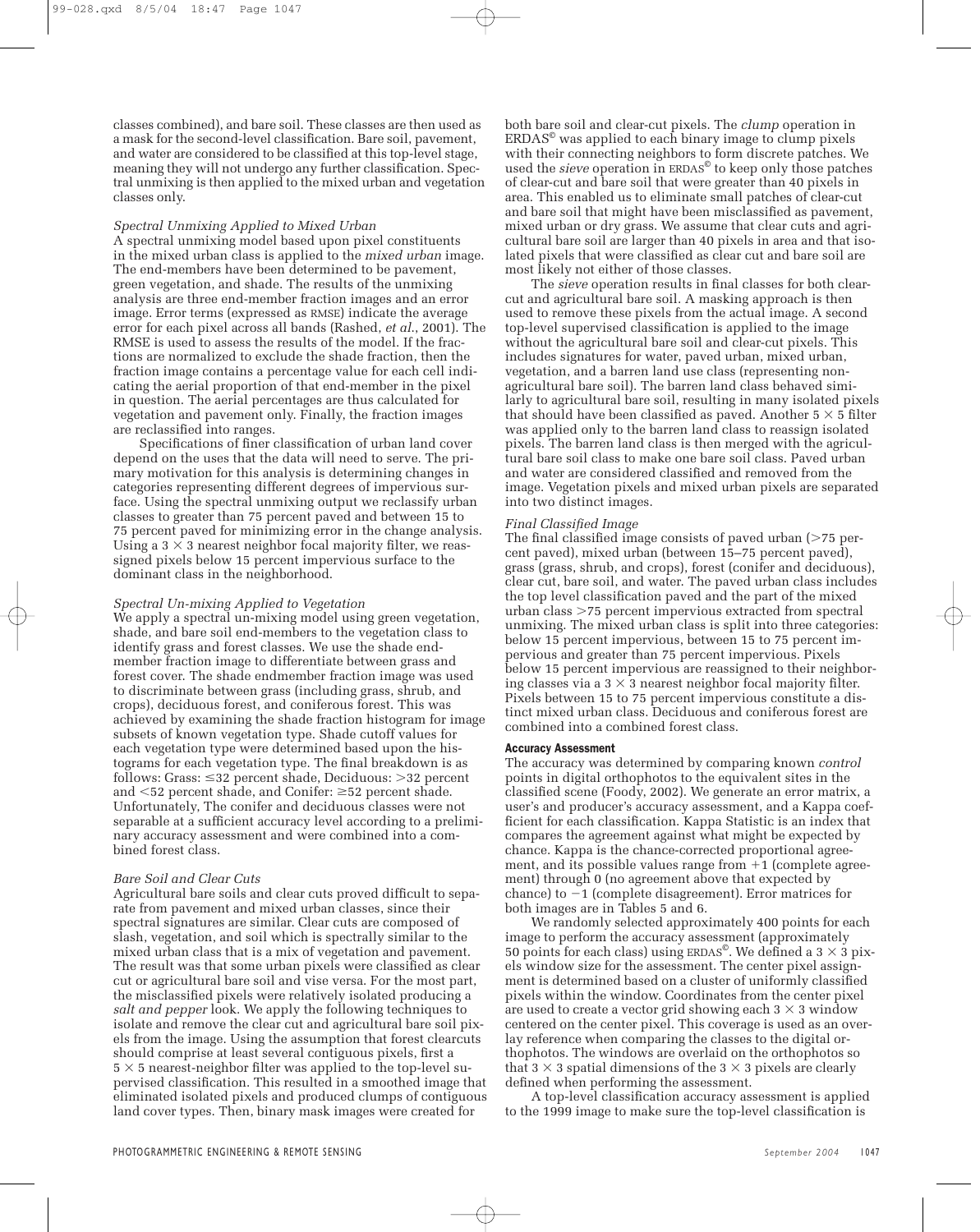classes combined), and bare soil. These classes are then used as a mask for the second-level classification. Bare soil, pavement, and water are considered to be classified at this top-level stage, meaning they will not undergo any further classification. Spectral unmixing is then applied to the mixed urban and vegetation classes only.

*Spectral Unmixing Applied to Mixed Urban*

A spectral unmixing model based upon pixel constituents in the mixed urban class is applied to the *mixed urban* image. The end-members have been determined to be pavement, green vegetation, and shade. The results of the unmixing analysis are three end-member fraction images and an error image. Error terms (expressed as RMSE) indicate the average error for each pixel across all bands (Rashed, *et al.*, 2001). The RMSE is used to assess the results of the model. If the fractions are normalized to exclude the shade fraction, then the fraction image contains a percentage value for each cell indicating the aerial proportion of that end-member in the pixel in question. The aerial percentages are thus calculated for vegetation and pavement only. Finally, the fraction images are reclassified into ranges.

Specifications of finer classification of urban land cover depend on the uses that the data will need to serve. The primary motivation for this analysis is determining changes in categories representing different degrees of impervious surface. Using the spectral unmixing output we reclassify urban classes to greater than 75 percent paved and between 15 to 75 percent paved for minimizing error in the change analysis. Using a $3 \times 3$ nearest neighbor focal majority filter, we reassigned pixels below 15 percent impervious surface to the dominant class in the neighborhood.

*Spectral Un-mixing Applied to Vegetation*

We apply a spectral un-mixing model using green vegetation, shade, and bare soil end-members to the vegetation class to identify grass and forest classes. We use the shade end-member fraction image to differentiate between grass and forest cover. The shade endmember fraction image was used to discriminate between grass (including grass, shrub, and crops), deciduous forest, and coniferous forest. This was achieved by examining the shade fraction histogram for image subsets of known vegetation type. Shade cutoff values for each vegetation type were determined based upon the histograms for each vegetation type. The final breakdown is as follows: Grass: $\leq$32 percent shade, Deciduous: $>$32 percent and $<$52 percent shade, and Conifer: $\geq$52 percent shade. Unfortunately, The conifer and deciduous classes were not separable at a sufficient accuracy level according to a preliminary accuracy assessment and were combined into a combined forest class.

*Bare Soil and Clear Cuts*

Agricultural bare soils and clear cuts proved difficult to separate from pavement and mixed urban classes, since their spectral signatures are similar. Clear cuts are composed of slash, vegetation, and soil which is spectrally similar to the mixed urban class that is a mix of vegetation and pavement. The result was that some urban pixels were classified as clear cut or agricultural bare soil and vise versa. For the most part, the misclassified pixels were relatively isolated producing a *salt and pepper* look. We apply the following techniques to isolate and remove the clear cut and agricultural bare soil pixels from the image. Using the assumption that forest clearcuts should comprise at least several contiguous pixels, first a $5 \times 5$ nearest-neighbor filter was applied to the top-level supervised classification. This resulted in a smoothed image that eliminated isolated pixels and produced clumps of contiguous land cover types. Then, binary mask images were created for both bare soil and clear-cut pixels. The *clump* operation in ERDAS© was applied to each binary image to clump pixels with their connecting neighbors to form discrete patches. We used the *sieve* operation in ERDAS© to keep only those patches of clear-cut and bare soil that were greater than 40 pixels in area. This enabled us to eliminate small patches of clear-cut and bare soil that might have been misclassified as pavement, mixed urban or dry grass. We assume that clear cuts and agricultural bare soil are larger than 40 pixels in area and that isolated pixels that were classified as clear cut and bare soil are most likely not either of those classes.

The *sieve* operation results in final classes for both clear-cut and agricultural bare soil. A masking approach is then used to remove these pixels from the actual image. A second top-level supervised classification is applied to the image without the agricultural bare soil and clear-cut pixels. This includes signatures for water, paved urban, mixed urban, vegetation, and a barren land use class (representing non-agricultural bare soil). The barren land class behaved similarly to agricultural bare soil, resulting in many isolated pixels that should have been classified as paved. Another $5 \times 5$ filter was applied only to the barren land class to reassign isolated pixels. The barren land class is then merged with the agricultural bare soil class to make one bare soil class. Paved urban and water are considered classified and removed from the image. Vegetation pixels and mixed urban pixels are separated into two distinct images.

*Final Classified Image*

The final classified image consists of paved urban ($>$75 percent paved), mixed urban (between 15–75 percent paved), grass (grass, shrub, and crops), forest (conifer and deciduous), clear cut, bare soil, and water. The paved urban class includes the top level classification paved and the part of the mixed urban class $>$75 percent impervious extracted from spectral unmixing. The mixed urban class is split into three categories: below 15 percent impervious, between 15 to 75 percent impervious and greater than 75 percent impervious. Pixels below 15 percent impervious are reassigned to their neighboring classes via a $3 \times 3$ nearest neighbor focal majority filter. Pixels between 15 to 75 percent impervious constitute a distinct mixed urban class. Deciduous and coniferous forest are combined into a combined forest class.

## Accuracy Assessment

The accuracy was determined by comparing known *control* points in digital orthophotos to the equivalent sites in the classified scene (Foody, 2002). We generate an error matrix, a user's and producer's accuracy assessment, and a Kappa coefficient for each classification. Kappa Statistic is an index that compares the agreement against what might be expected by chance. Kappa is the chance-corrected proportional agreement, and its possible values range from $+1$ (complete agreement) through 0 (no agreement above that expected by chance) to $-1$ (complete disagreement). Error matrices for both images are in Tables 5 and 6.

We randomly selected approximately 400 points for each image to perform the accuracy assessment (approximately 50 points for each class) using ERDAS©. We defined a $3 \times 3$ pixels window size for the assessment. The center pixel assignment is determined based on a cluster of uniformly classified pixels within the window. Coordinates from the center pixel are used to create a vector grid showing each $3 \times 3$ window centered on the center pixel. This coverage is used as an overlay reference when comparing the classes to the digital orthophotos. The windows are overlaid on the orthophotos so that $3 \times 3$ spatial dimensions of the $3 \times 3$ pixels are clearly defined when performing the assessment.

A top-level classification accuracy assessment is applied to the 1999 image to make sure the top-level classification is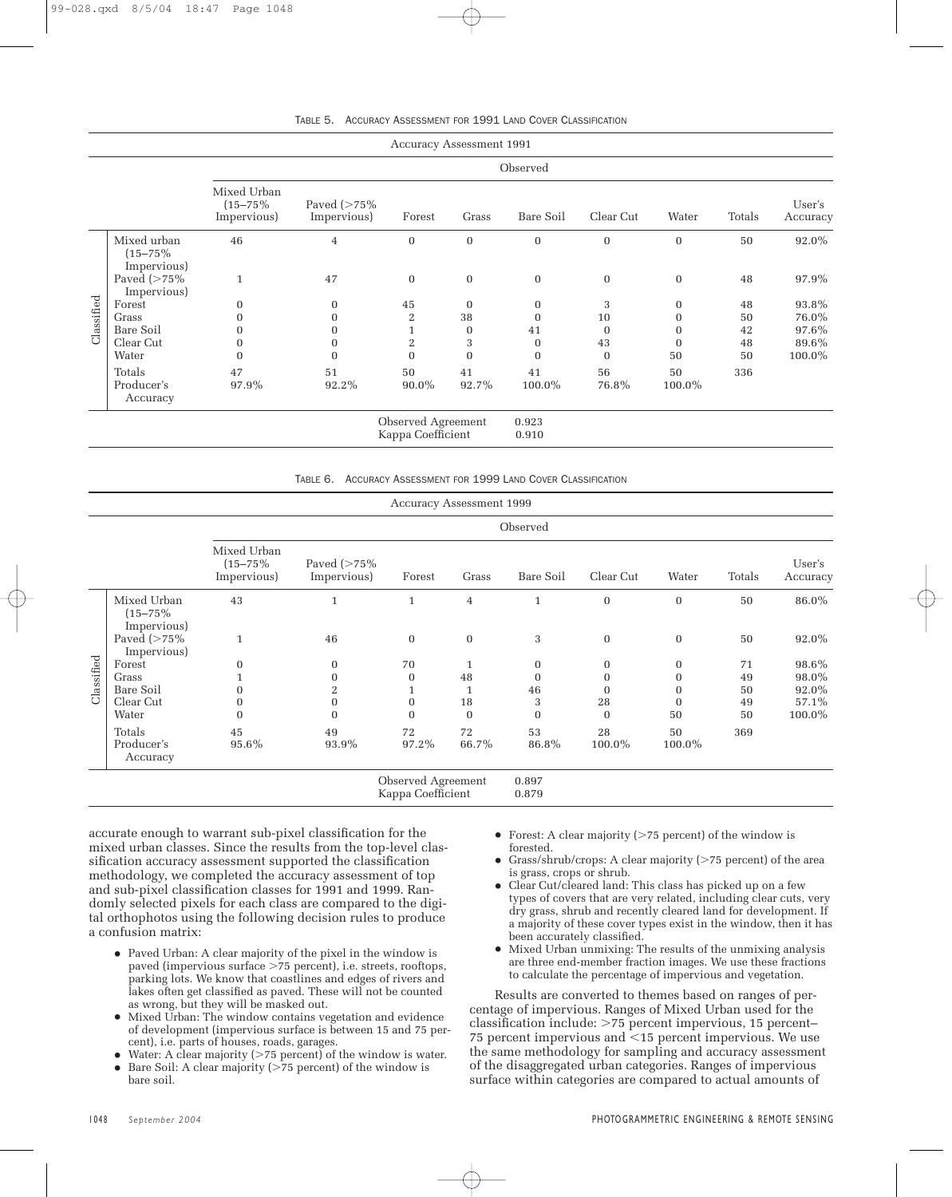TABLE 5. ACCURACY ASSESSMENT FOR 1991 LAND COVER CLASSIFICATION

| Accuracy Assessment 1991 | | | | | | | | | | |
|---|---|---|---|---|---|---|---|---|---|---|
| | | Observed | | | | | | | | |
| | | Mixed Urban (15–75% Impervious) | Paved (>75% Impervious) | Forest | Grass | Bare Soil | Clear Cut | Water | Totals | User's Accuracy |
| Classified | Mixed urban (15–75% Impervious) | 46 | 4 | 0 | 0 | 0 | 0 | 0 | 50 | 92.0% |
| | Paved (>75% Impervious) | 1 | 47 | 0 | 0 | 0 | 0 | 0 | 48 | 97.9% |
| | Forest | 0 | 0 | 45 | 0 | 0 | 3 | 0 | 48 | 93.8% |
| | Grass | 0 | 0 | 2 | 38 | 0 | 10 | 0 | 50 | 76.0% |
| | Bare Soil | 0 | 0 | 1 | 0 | 41 | 0 | 0 | 42 | 97.6% |
| | Clear Cut | 0 | 0 | 2 | 3 | 0 | 43 | 0 | 48 | 89.6% |
| | Water | 0 | 0 | 0 | 0 | 0 | 0 | 50 | 50 | 100.0% |
| | Totals | 47 | 51 | 50 | 41 | 41 | 56 | 50 | 336 | |
| | Producer's Accuracy | 97.9% | 92.2% | 90.0% | 92.7% | 100.0% | 76.8% | 100.0% | | |
| | | | | Observed Agreement | | 0.923 | | | | |
| | | | | Kappa Coefficient | | 0.910 | | | | |

TABLE 6. ACCURACY ASSESSMENT FOR 1999 LAND COVER CLASSIFICATION

| Accuracy Assessment 1999 | | | | | | | | | | |
|---|---|---|---|---|---|---|---|---|---|---|
| | | Observed | | | | | | | | |
| | | Mixed Urban (15–75% Impervious) | Paved (>75% Impervious) | Forest | Grass | Bare Soil | Clear Cut | Water | Totals | User's Accuracy |
| Classified | Mixed Urban (15–75% Impervious) | 43 | 1 | 1 | 4 | 1 | 0 | 0 | 50 | 86.0% |
| | Paved (>75% Impervious) | 1 | 46 | 0 | 0 | 3 | 0 | 0 | 50 | 92.0% |
| | Forest | 0 | 0 | 70 | 1 | 0 | 0 | 0 | 71 | 98.6% |
| | Grass | 1 | 0 | 0 | 48 | 0 | 0 | 0 | 49 | 98.0% |
| | Bare Soil | 0 | 2 | 1 | 1 | 46 | 0 | 0 | 50 | 92.0% |
| | Clear Cut | 0 | 0 | 0 | 18 | 3 | 28 | 0 | 49 | 57.1% |
| | Water | 0 | 0 | 0 | 0 | 0 | 0 | 50 | 50 | 100.0% |
| | Totals | 45 | 49 | 72 | 72 | 53 | 28 | 50 | 369 | |
| | Producer's Accuracy | 95.6% | 93.9% | 97.2% | 66.7% | 86.8% | 100.0% | 100.0% | | |
| | | | | Observed Agreement | | 0.897 | | | | |
| | | | | Kappa Coefficient | | 0.879 | | | | |

accurate enough to warrant sub-pixel classification for the mixed urban classes. Since the results from the top-level classification accuracy assessment supported the classification methodology, we completed the accuracy assessment of top and sub-pixel classification classes for 1991 and 1999. Randomly selected pixels for each class are compared to the digital orthophotos using the following decision rules to produce a confusion matrix:

- Paved Urban: A clear majority of the pixel in the window is paved (impervious surface >75 percent), i.e. streets, rooftops, parking lots. We know that coastlines and edges of rivers and lakes often get classified as paved. These will not be counted as wrong, but they will be masked out.
- Mixed Urban: The window contains vegetation and evidence of development (impervious surface is between 15 and 75 percent), i.e. parts of houses, roads, garages.
- Water: A clear majority (>75 percent) of the window is water.
- Bare Soil: A clear majority (>75 percent) of the window is bare soil.
- Forest: A clear majority (>75 percent) of the window is forested.
- Grass/shrub/crops: A clear majority (>75 percent) of the area is grass, crops or shrub.
- Clear Cut/cleared land: This class has picked up on a few types of covers that are very related, including clear cuts, very dry grass, shrub and recently cleared land for development. If a majority of these cover types exist in the window, then it has been accurately classified.
- Mixed Urban unmixing: The results of the unmixing analysis are three end-member fraction images. We use these fractions to calculate the percentage of impervious and vegetation.

Results are converted to themes based on ranges of percentage of impervious. Ranges of Mixed Urban used for the classification include: >75 percent impervious, 15 percent–75 percent impervious and <15 percent impervious. We use the same methodology for sampling and accuracy assessment of the disaggregated urban categories. Ranges of impervious surface within categories are compared to actual amounts of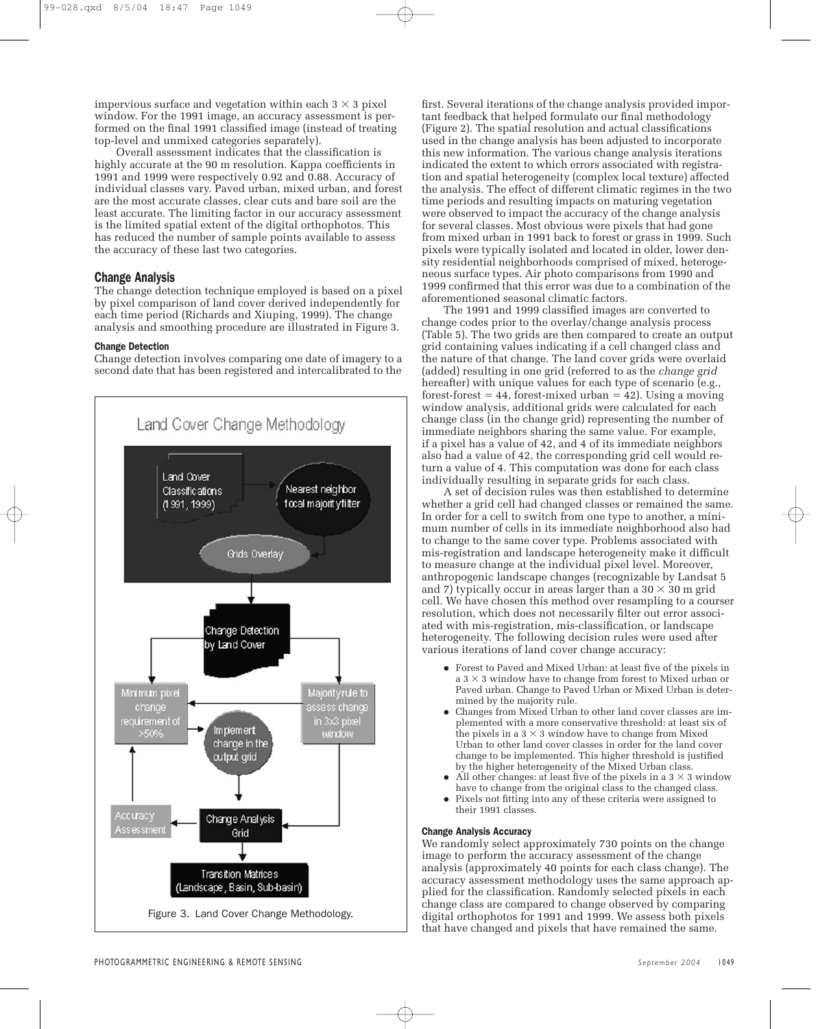impervious surface and vegetation within each $3 \times 3$ pixel window. For the 1991 image, an accuracy assessment is performed on the final 1991 classified image (instead of treating top-level and unmixed categories separately).

Overall assessment indicates that the classification is highly accurate at the 90 m resolution. Kappa coefficients in 1991 and 1999 were respectively 0.92 and 0.88. Accuracy of individual classes vary. Paved urban, mixed urban, and forest are the most accurate classes, clear cuts and bare soil are the least accurate. The limiting factor in our accuracy assessment is the limited spatial extent of the digital orthophotos. This has reduced the number of sample points available to assess the accuracy of these last two categories.

## Change Analysis

The change detection technique employed is based on a pixel by pixel comparison of land cover derived independently for each time period (Richards and Xiuping, 1999). The change analysis and smoothing procedure are illustrated in Figure 3.

### Change Detection

Change detection involves comparing one date of imagery to a second date that has been registered and intercalibrated to the first. Several iterations of the change analysis provided important feedback that helped formulate our final methodology (Figure 2). The spatial resolution and actual classifications used in the change analysis has been adjusted to incorporate this new information. The various change analysis iterations indicated the extent to which errors associated with registration and spatial heterogeneity (complex local texture) affected the analysis. The effect of different climatic regimes in the two time periods and resulting impacts on maturing vegetation were observed to impact the accuracy of the change analysis for several classes. Most obvious were pixels that had gone from mixed urban in 1991 back to forest or grass in 1999. Such pixels were typically isolated and located in older, lower density residential neighborhoods comprised of mixed, heterogeneous surface types. Air photo comparisons from 1990 and 1999 confirmed that this error was due to a combination of the aforementioned seasonal climatic factors.

Land Cover Change Methodology

Land Cover Classifications (1991, 1999) → Nearest neighbor focal majority filter → Grids Overlay → Change Detection by Land Cover → Majority rule to assess change in 3x3 pixel window / Minimum pixel change requirement of >50% → Implement change in the output grid → Change Analysis Grid → Accuracy Assessment; Transition Matrices (Landscape, Basin, Sub-basin)

Figure 3. Land Cover Change Methodology.

The 1991 and 1999 classified images are converted to change codes prior to the overlay/change analysis process (Table 5). The two grids are then compared to create an output grid containing values indicating if a cell changed class and the nature of that change. The land cover grids were overlaid (added) resulting in one grid (referred to as the *change grid* hereafter) with unique values for each type of scenario (e.g., forest-forest = 44, forest-mixed urban = 42). Using a moving window analysis, additional grids were calculated for each change class (in the change grid) representing the number of immediate neighbors sharing the same value. For example, if a pixel has a value of 42, and 4 of its immediate neighbors also had a value of 42, the corresponding grid cell would return a value of 4. This computation was done for each class individually resulting in separate grids for each class.

A set of decision rules was then established to determine whether a grid cell had changed classes or remained the same. In order for a cell to switch from one type to another, a minimum number of cells in its immediate neighborhood also had to change to the same cover type. Problems associated with mis-registration and landscape heterogeneity make it difficult to measure change at the individual pixel level. Moreover, anthropogenic landscape changes (recognizable by Landsat 5 and 7) typically occur in areas larger than a $30 \times 30$ m grid cell. We have chosen this method over resampling to a courser resolution, which does not necessarily filter out error associated with mis-registration, mis-classification, or landscape heterogeneity. The following decision rules were used after various iterations of land cover change accuracy:

- Forest to Paved and Mixed Urban: at least five of the pixels in a $3 \times 3$ window have to change from forest to Mixed urban or Paved urban. Change to Paved Urban or Mixed Urban is determined by the majority rule.
- Changes from Mixed Urban to other land cover classes are implemented with a more conservative threshold: at least six of the pixels in a $3 \times 3$ window have to change from Mixed Urban to other land cover classes in order for the land cover change to be implemented. This higher threshold is justified by the higher heterogeneity of the Mixed Urban class.
- All other changes: at least five of the pixels in a $3 \times 3$ window have to change from the original class to the changed class.
- Pixels not fitting into any of these criteria were assigned to their 1991 classes.

### Change Analysis Accuracy

We randomly select approximately 730 points on the change image to perform the accuracy assessment of the change analysis (approximately 40 points for each class change). The accuracy assessment methodology uses the same approach applied for the classification. Randomly selected pixels in each change class are compared to change observed by comparing digital orthophotos for 1991 and 1999. We assess both pixels that have changed and pixels that have remained the same.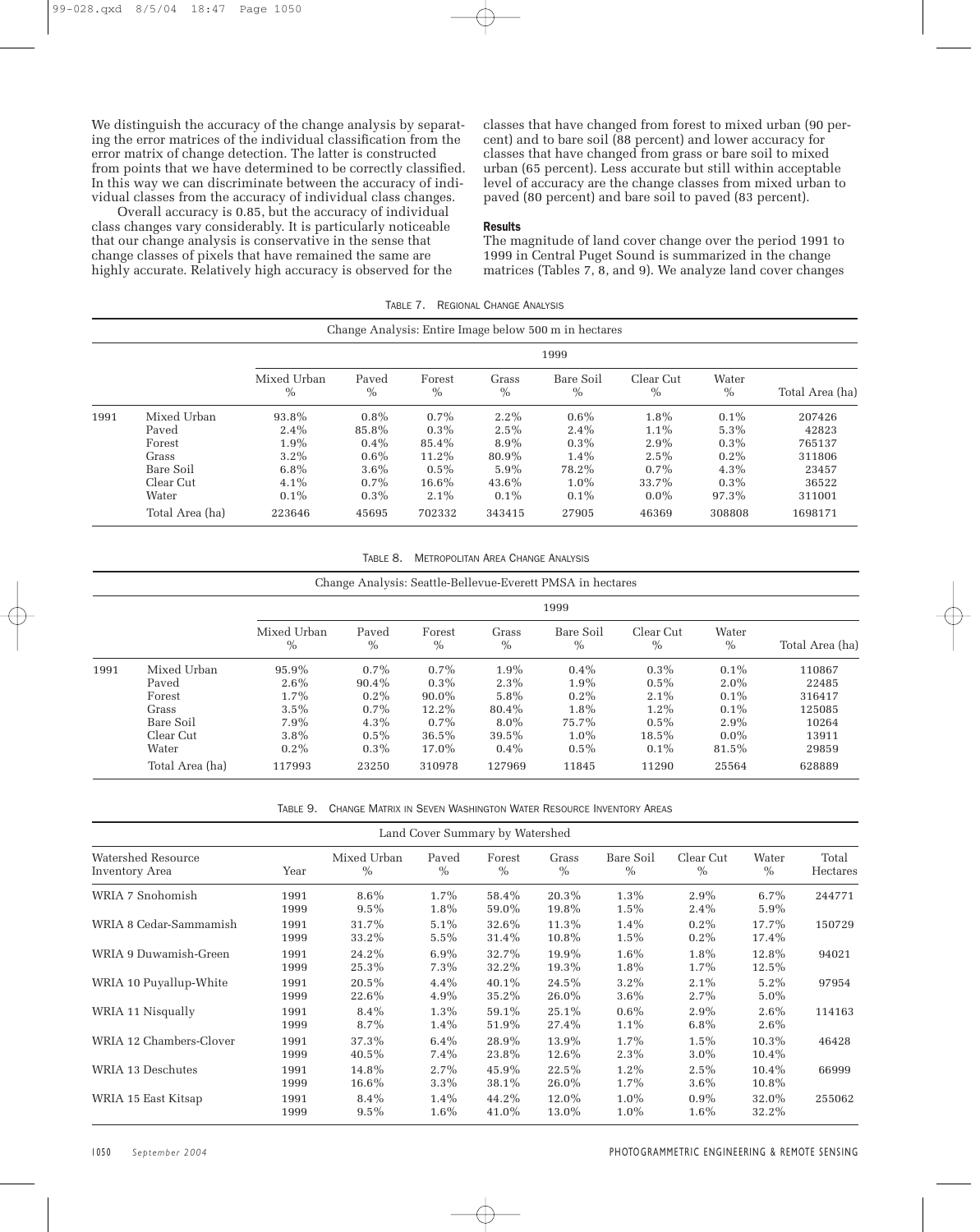We distinguish the accuracy of the change analysis by separating the error matrices of the individual classification from the error matrix of change detection. The latter is constructed from points that we have determined to be correctly classified. In this way we can discriminate between the accuracy of individual classes from the accuracy of individual class changes.

Overall accuracy is 0.85, but the accuracy of individual class changes vary considerably. It is particularly noticeable that our change analysis is conservative in the sense that change classes of pixels that have remained the same are highly accurate. Relatively high accuracy is observed for the classes that have changed from forest to mixed urban (90 percent) and to bare soil (88 percent) and lower accuracy for classes that have changed from grass or bare soil to mixed urban (65 percent). Less accurate but still within acceptable level of accuracy are the change classes from mixed urban to paved (80 percent) and bare soil to paved (83 percent).

### Results

The magnitude of land cover change over the period 1991 to 1999 in Central Puget Sound is summarized in the change matrices (Tables 7, 8, and 9). We analyze land cover changes

TABLE 7. REGIONAL CHANGE ANALYSIS

| Change Analysis: Entire Image below 500 m in hectares | | | | | | | | | |
|---|---|---|---|---|---|---|---|---|---|
| | | 1999 | | | | | | | |
| | | Mixed Urban % | Paved % | Forest % | Grass % | Bare Soil % | Clear Cut % | Water % | Total Area (ha) |
| 1991 | Mixed Urban | 93.8% | 0.8% | 0.7% | 2.2% | 0.6% | 1.8% | 0.1% | 207426 |
| | Paved | 2.4% | 85.8% | 0.3% | 2.5% | 2.4% | 1.1% | 5.3% | 42823 |
| | Forest | 1.9% | 0.4% | 85.4% | 8.9% | 0.3% | 2.9% | 0.3% | 765137 |
| | Grass | 3.2% | 0.6% | 11.2% | 80.9% | 1.4% | 2.5% | 0.2% | 311806 |
| | Bare Soil | 6.8% | 3.6% | 0.5% | 5.9% | 78.2% | 0.7% | 4.3% | 23457 |
| | Clear Cut | 4.1% | 0.7% | 16.6% | 43.6% | 1.0% | 33.7% | 0.3% | 36522 |
| | Water | 0.1% | 0.3% | 2.1% | 0.1% | 0.1% | 0.0% | 97.3% | 311001 |
| | Total Area (ha) | 223646 | 45695 | 702332 | 343415 | 27905 | 46369 | 308808 | 1698171 |

TABLE 8. METROPOLITAN AREA CHANGE ANALYSIS

| Change Analysis: Seattle-Bellevue-Everett PMSA in hectares | | | | | | | | | |
|---|---|---|---|---|---|---|---|---|---|
| | | 1999 | | | | | | | |
| | | Mixed Urban % | Paved % | Forest % | Grass % | Bare Soil % | Clear Cut % | Water % | Total Area (ha) |
| 1991 | Mixed Urban | 95.9% | 0.7% | 0.7% | 1.9% | 0.4% | 0.3% | 0.1% | 110867 |
| | Paved | 2.6% | 90.4% | 0.3% | 2.3% | 1.9% | 0.5% | 2.0% | 22485 |
| | Forest | 1.7% | 0.2% | 90.0% | 5.8% | 0.2% | 2.1% | 0.1% | 316417 |
| | Grass | 3.5% | 0.7% | 12.2% | 80.4% | 1.8% | 1.2% | 0.1% | 125085 |
| | Bare Soil | 7.9% | 4.3% | 0.7% | 8.0% | 75.7% | 0.5% | 2.9% | 10264 |
| | Clear Cut | 3.8% | 0.5% | 36.5% | 39.5% | 1.0% | 18.5% | 0.0% | 13911 |
| | Water | 0.2% | 0.3% | 17.0% | 0.4% | 0.5% | 0.1% | 81.5% | 29859 |
| | Total Area (ha) | 117993 | 23250 | 310978 | 127969 | 11845 | 11290 | 25564 | 628889 |

TABLE 9. CHANGE MATRIX IN SEVEN WASHINGTON WATER RESOURCE INVENTORY AREAS

| Land Cover Summary by Watershed | | | | | | | | | |
|---|---|---|---|---|---|---|---|---|---|
| Watershed Resource Inventory Area | Year | Mixed Urban % | Paved % | Forest % | Grass % | Bare Soil % | Clear Cut % | Water % | Total Hectares |
| WRIA 7 Snohomish | 1991 | 8.6% | 1.7% | 58.4% | 20.3% | 1.3% | 2.9% | 6.7% | 244771 |
| | 1999 | 9.5% | 1.8% | 59.0% | 19.8% | 1.5% | 2.4% | 5.9% | |
| WRIA 8 Cedar-Sammamish | 1991 | 31.7% | 5.1% | 32.6% | 11.3% | 1.4% | 0.2% | 17.7% | 150729 |
| | 1999 | 33.2% | 5.5% | 31.4% | 10.8% | 1.5% | 0.2% | 17.4% | |
| WRIA 9 Duwamish-Green | 1991 | 24.2% | 6.9% | 32.7% | 19.9% | 1.6% | 1.8% | 12.8% | 94021 |
| | 1999 | 25.3% | 7.3% | 32.2% | 19.3% | 1.8% | 1.7% | 12.5% | |
| WRIA 10 Puyallup-White | 1991 | 20.5% | 4.4% | 40.1% | 24.5% | 3.2% | 2.1% | 5.2% | 97954 |
| | 1999 | 22.6% | 4.9% | 35.2% | 26.0% | 3.6% | 2.7% | 5.0% | |
| WRIA 11 Nisqually | 1991 | 8.4% | 1.3% | 59.1% | 25.1% | 0.6% | 2.9% | 2.6% | 114163 |
| | 1999 | 8.7% | 1.4% | 51.9% | 27.4% | 1.1% | 6.8% | 2.6% | |
| WRIA 12 Chambers-Clover | 1991 | 37.3% | 6.4% | 28.9% | 13.9% | 1.7% | 1.5% | 10.3% | 46428 |
| | 1999 | 40.5% | 7.4% | 23.8% | 12.6% | 2.3% | 3.0% | 10.4% | |
| WRIA 13 Deschutes | 1991 | 14.8% | 2.7% | 45.9% | 22.5% | 1.2% | 2.5% | 10.4% | 66999 |
| | 1999 | 16.6% | 3.3% | 38.1% | 26.0% | 1.7% | 3.6% | 10.8% | |
| WRIA 15 East Kitsap | 1991 | 8.4% | 1.4% | 44.2% | 12.0% | 1.0% | 0.9% | 32.0% | 255062 |
| | 1999 | 9.5% | 1.6% | 41.0% | 13.0% | 1.0% | 1.6% | 32.2% | |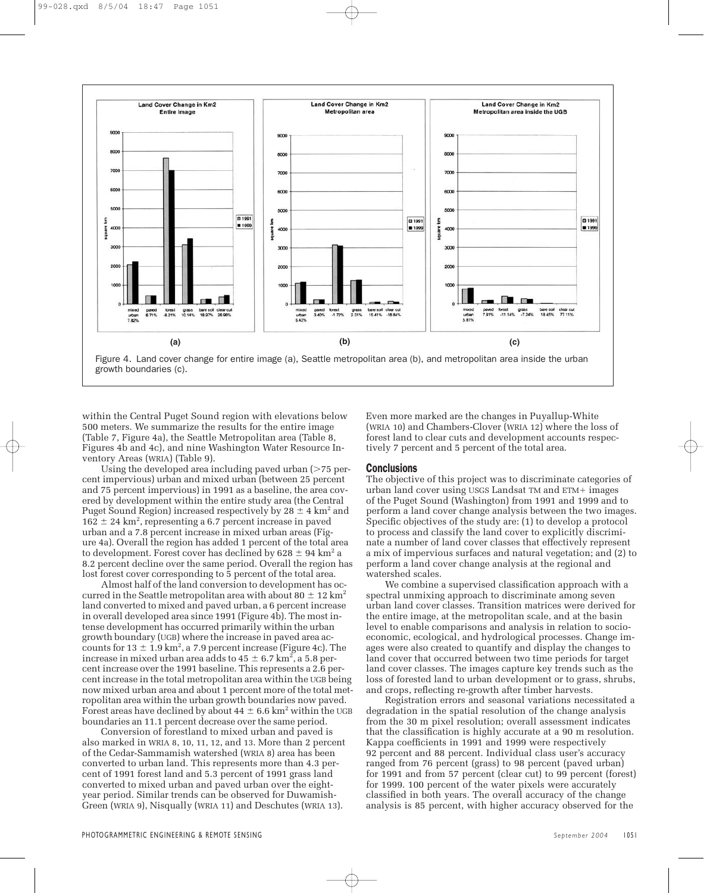Figure 4. Land cover change for entire image (a), Seattle metropolitan area (b), and metropolitan area inside the urban growth boundaries (c).

within the Central Puget Sound region with elevations below 500 meters. We summarize the results for the entire image (Table 7, Figure 4a), the Seattle Metropolitan area (Table 8, Figures 4b and 4c), and nine Washington Water Resource Inventory Areas (WRIA) (Table 9).

Using the developed area including paved urban (>75 percent impervious) urban and mixed urban (between 25 percent and 75 percent impervious) in 1991 as a baseline, the area covered by development within the entire study area (the Central Puget Sound Region) increased respectively by $28 \pm 4$ km$^2$ and $162 \pm 24$ km$^2$, representing a 6.7 percent increase in paved urban and a 7.8 percent increase in mixed urban areas (Figure 4a). Overall the region has added 1 percent of the total area to development. Forest cover has declined by $628 \pm 94$ km$^2$ a 8.2 percent decline over the same period. Overall the region has lost forest cover corresponding to 5 percent of the total area.

Almost half of the land conversion to development has occurred in the Seattle metropolitan area with about $80 \pm 12$ km$^2$ land converted to mixed and paved urban, a 6 percent increase in overall developed area since 1991 (Figure 4b). The most intense development has occurred primarily within the urban growth boundary (UGB) where the increase in paved area accounts for $13 \pm 1.9$ km$^2$, a 7.9 percent increase (Figure 4c). The increase in mixed urban area adds to $45 \pm 6.7$ km$^2$, a 5.8 percent increase over the 1991 baseline. This represents a 2.6 percent increase in the total metropolitan area within the UGB being now mixed urban area and about 1 percent more of the total metropolitan area within the urban growth boundaries now paved. Forest areas have declined by about $44 \pm 6.6$ km$^2$ within the UGB boundaries an 11.1 percent decrease over the same period.

Conversion of forestland to mixed urban and paved is also marked in WRIA 8, 10, 11, 12, and 13. More than 2 percent of the Cedar-Sammamish watershed (WRIA 8) area has been converted to urban land. This represents more than 4.3 percent of 1991 forest land and 5.3 percent of 1991 grass land converted to mixed urban and paved urban over the eight-year period. Similar trends can be observed for Duwamish-Green (WRIA 9), Nisqually (WRIA 11) and Deschutes (WRIA 13). Even more marked are the changes in Puyallup-White (WRIA 10) and Chambers-Clover (WRIA 12) where the loss of forest land to clear cuts and development accounts respectively 7 percent and 5 percent of the total area.

## Conclusions

The objective of this project was to discriminate categories of urban land cover using USGS Landsat TM and ETM+ images of the Puget Sound (Washington) from 1991 and 1999 and to perform a land cover change analysis between the two images. Specific objectives of the study are: (1) to develop a protocol to process and classify the land cover to explicitly discriminate a number of land cover classes that effectively represent a mix of impervious surfaces and natural vegetation; and (2) to perform a land cover change analysis at the regional and watershed scales.

We combine a supervised classification approach with a spectral unmixing approach to discriminate among seven urban land cover classes. Transition matrices were derived for the entire image, at the metropolitan scale, and at the basin level to enable comparisons and analysis in relation to socio-economic, ecological, and hydrological processes. Change images were also created to quantify and display the changes to land cover that occurred between two time periods for target land cover classes. The images capture key trends such as the loss of forested land to urban development or to grass, shrubs, and crops, reflecting re-growth after timber harvests.

Registration errors and seasonal variations necessitated a degradation in the spatial resolution of the change analysis from the 30 m pixel resolution; overall assessment indicates that the classification is highly accurate at a 90 m resolution. Kappa coefficients in 1991 and 1999 were respectively 92 percent and 88 percent. Individual class user's accuracy ranged from 76 percent (grass) to 98 percent (paved urban) for 1991 and from 57 percent (clear cut) to 99 percent (forest) for 1999. 100 percent of the water pixels were accurately classified in both years. The overall accuracy of the change analysis is 85 percent, with higher accuracy observed for the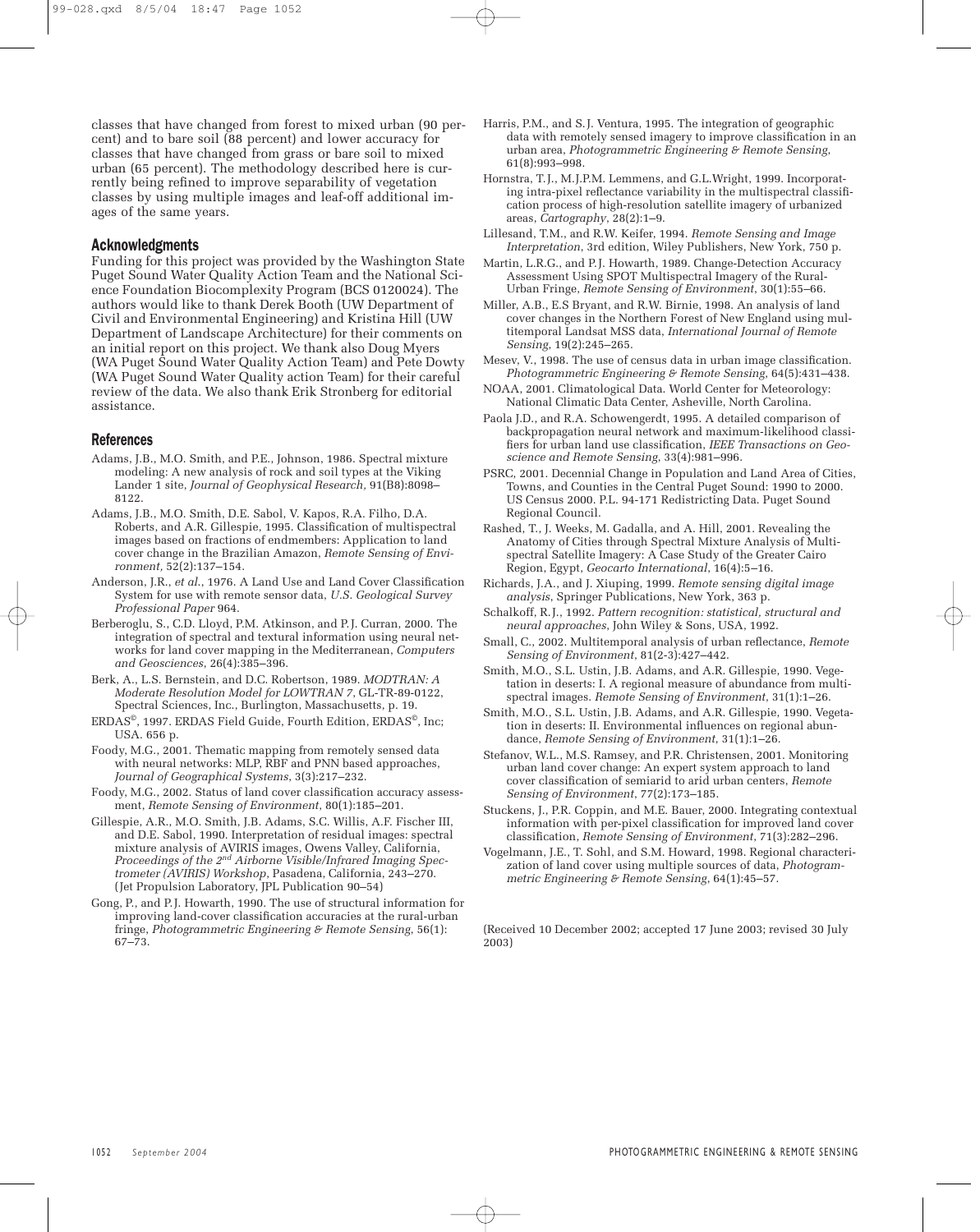classes that have changed from forest to mixed urban (90 percent) and to bare soil (88 percent) and lower accuracy for classes that have changed from grass or bare soil to mixed urban (65 percent). The methodology described here is currently being refined to improve separability of vegetation classes by using multiple images and leaf-off additional images of the same years.

## Acknowledgments

Funding for this project was provided by the Washington State Puget Sound Water Quality Action Team and the National Science Foundation Biocomplexity Program (BCS 0120024). The authors would like to thank Derek Booth (UW Department of Civil and Environmental Engineering) and Kristina Hill (UW Department of Landscape Architecture) for their comments on an initial report on this project. We thank also Doug Myers (WA Puget Sound Water Quality Action Team) and Pete Dowty (WA Puget Sound Water Quality action Team) for their careful review of the data. We also thank Erik Stronberg for editorial assistance.

## References

Adams, J.B., M.O. Smith, and P.E., Johnson, 1986. Spectral mixture modeling: A new analysis of rock and soil types at the Viking Lander 1 site, *Journal of Geophysical Research,* 91(B8):8098–8122.

Adams, J.B., M.O. Smith, D.E. Sabol, V. Kapos, R.A. Filho, D.A. Roberts, and A.R. Gillespie, 1995. Classification of multispectral images based on fractions of endmembers: Application to land cover change in the Brazilian Amazon, *Remote Sensing of Environment,* 52(2):137–154.

Anderson, J.R., *et al.*, 1976. A Land Use and Land Cover Classification System for use with remote sensor data, *U.S. Geological Survey Professional Paper* 964.

Berberoglu, S., C.D. Lloyd, P.M. Atkinson, and P.J. Curran, 2000. The integration of spectral and textural information using neural networks for land cover mapping in the Mediterranean, *Computers and Geosciences*, 26(4):385–396.

Berk, A., L.S. Bernstein, and D.C. Robertson, 1989. *MODTRAN: A Moderate Resolution Model for LOWTRAN 7*, GL-TR-89-0122, Spectral Sciences, Inc., Burlington, Massachusetts, p. 19.

ERDAS©, 1997. ERDAS Field Guide, Fourth Edition, ERDAS©, Inc; USA. 656 p.

Foody, M.G., 2001. Thematic mapping from remotely sensed data with neural networks: MLP, RBF and PNN based approaches, *Journal of Geographical Systems*, 3(3):217–232.

Foody, M.G., 2002. Status of land cover classification accuracy assessment, *Remote Sensing of Environment*, 80(1):185–201.

Gillespie, A.R., M.O. Smith, J.B. Adams, S.C. Willis, A.F. Fischer III, and D.E. Sabol, 1990. Interpretation of residual images: spectral mixture analysis of AVIRIS images, Owens Valley, California, *Proceedings of the 2nd Airborne Visible/Infrared Imaging Spectrometer (AVIRIS) Workshop*, Pasadena, California, 243–270. (Jet Propulsion Laboratory, JPL Publication 90–54)

Gong, P., and P.J. Howarth, 1990. The use of structural information for improving land-cover classification accuracies at the rural-urban fringe, *Photogrammetric Engineering & Remote Sensing*, 56(1): 67–73.

Harris, P.M., and S.J. Ventura, 1995. The integration of geographic data with remotely sensed imagery to improve classification in an urban area, *Photogrammetric Engineering & Remote Sensing*, 61(8):993–998.

Hornstra, T.J., M.J.P.M. Lemmens, and G.L.Wright, 1999. Incorporating intra-pixel reflectance variability in the multispectral classification process of high-resolution satellite imagery of urbanized areas, *Cartography*, 28(2):1–9.

Lillesand, T.M., and R.W. Keifer, 1994. *Remote Sensing and Image Interpretation*, 3rd edition, Wiley Publishers, New York, 750 p.

Martin, L.R.G., and P.J. Howarth, 1989. Change-Detection Accuracy Assessment Using SPOT Multispectral Imagery of the Rural-Urban Fringe, *Remote Sensing of Environment*, 30(1):55–66.

Miller, A.B., E.S Bryant, and R.W. Birnie, 1998. An analysis of land cover changes in the Northern Forest of New England using multitemporal Landsat MSS data, *International Journal of Remote Sensing*, 19(2):245–265.

Mesev, V., 1998. The use of census data in urban image classification. *Photogrammetric Engineering & Remote Sensing*, 64(5):431–438.

NOAA, 2001. Climatological Data. World Center for Meteorology: National Climatic Data Center, Asheville, North Carolina.

Paola J.D., and R.A. Schowengerdt, 1995. A detailed comparison of backpropagation neural network and maximum-likelihood classifiers for urban land use classification, *IEEE Transactions on Geoscience and Remote Sensing*, 33(4):981–996.

PSRC, 2001. Decennial Change in Population and Land Area of Cities, Towns, and Counties in the Central Puget Sound: 1990 to 2000. US Census 2000. P.L. 94-171 Redistricting Data. Puget Sound Regional Council.

Rashed, T., J. Weeks, M. Gadalla, and A. Hill, 2001. Revealing the Anatomy of Cities through Spectral Mixture Analysis of Multispectral Satellite Imagery: A Case Study of the Greater Cairo Region, Egypt, *Geocarto International*, 16(4):5–16.

Richards, J.A., and J. Xiuping, 1999. *Remote sensing digital image analysis*, Springer Publications, New York, 363 p.

Schalkoff, R.J., 1992. *Pattern recognition: statistical, structural and neural approaches*, John Wiley & Sons, USA, 1992.

Small, C., 2002. Multitemporal analysis of urban reflectance, *Remote Sensing of Environment*, 81(2-3):427–442.

Smith, M.O., S.L. Ustin, J.B. Adams, and A.R. Gillespie, 1990. Vegetation in deserts: I. A regional measure of abundance from multispectral images. *Remote Sensing of Environment*, 31(1):1–26.

Smith, M.O., S.L. Ustin, J.B. Adams, and A.R. Gillespie, 1990. Vegetation in deserts: II. Environmental influences on regional abundance, *Remote Sensing of Environment*, 31(1):1–26.

Stefanov, W.L., M.S. Ramsey, and P.R. Christensen, 2001. Monitoring urban land cover change: An expert system approach to land cover classification of semiarid to arid urban centers, *Remote Sensing of Environment*, 77(2):173–185.

Stuckens, J., P.R. Coppin, and M.E. Bauer, 2000. Integrating contextual information with per-pixel classification for improved land cover classification, *Remote Sensing of Environment*, 71(3):282–296.

Vogelmann, J.E., T. Sohl, and S.M. Howard, 1998. Regional characterization of land cover using multiple sources of data, *Photogrammetric Engineering & Remote Sensing*, 64(1):45–57.

(Received 10 December 2002; accepted 17 June 2003; revised 30 July 2003)